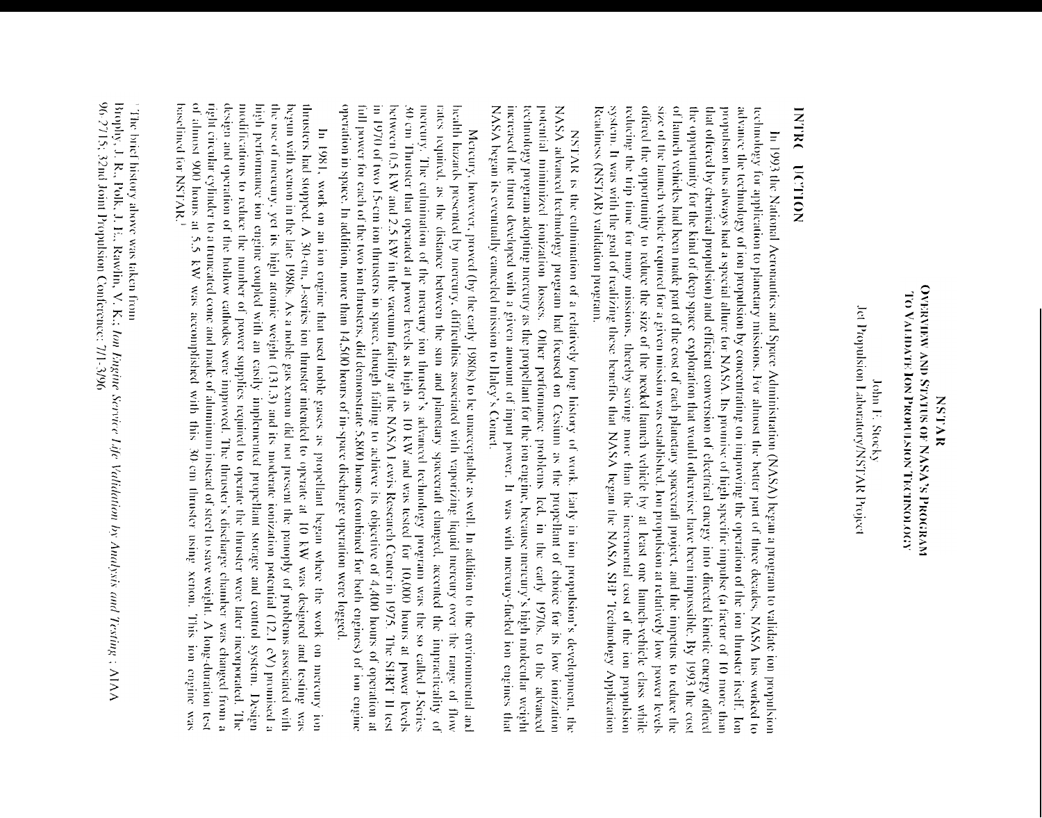# NSTAR
## Overview and Status of NASA's Program to Validate Ion Propulsion Technology

John F. Stocky
Jet Propulsion Laboratory/NSTAR Project

## INTRODUCTION

In 1993 the National Aeronautics and Space Administration (NASA) began a program to validate ion propulsion technology for application to planetary missions. For almost the better part of three decades, NASA has worked to advance the technology of ion propulsion by concentrating on improving the operation of the ion thruster itself. Ion propulsion has always had a special allure for NASA. Its promise of high specific impulse (a factor of 10 more than that offered by chemical propulsion) and efficient conversion of electrical energy into directed kinetic energy offered the opportunity for the kind of deep space exploration that would otherwise have been impossible. By 1993 the cost of launch vehicles had been made part of the cost of each planetary spacecraft project, and the impetus to reduce the size of the launch vehicle required for a given mission was established. Ion propulsion at relatively low power levels offered the opportunity to reduce the size of the needed launch vehicle by at least one launch-vehicle class while reducing the trip time for many missions, thereby saving more than the incremental cost of the ion propulsion system. It was with the goal of realizing these benefits that NASA began the NASA SEP Technology Application Readiness (NSTAR) validation program.

NSTAR is the culmination of a relatively long history of work. Early in ion propulsion's development, the NASA advanced technology program had focused on Cesium as the propellant of choice for its low ionization potential minimized ionization losses. Other performance problems led, in the early 1970s, to the advanced technology program adopting mercury as the propellant for the ion engine, because mercury's high molecular weight increased the thrust developed with a given amount of input power. It was with mercury-fueled ion engines that NASA began its eventually canceled mission to Halley's Comet.

Mercury, however, proved (by the early 1980s) to be unacceptable as well. In addition to the environmental and health hazards presented by mercury, difficulties associated with vaporizing liquid mercury over the range of flow rates required, as the distance between the sun and planetary spacecraft changed, accented the impracticality of mercury. The culmination of the mercury ion thruster's advanced technology program was the so called J-Series 30-cm Thruster that operated at power levels as high as 10 kW and was tested for 10,000 hours at power levels between 0.5 kW and 2.5 kW in the vacuum facility at the NASA Lewis Research Center in 1975. The SERT II test in 1970 of two 15-cm ion thrusters in space, though failing to achieve its objective of 4,400 hours of operation at full power for each of the two ion thrusters, did demonstrate 5,800 hours (combined for both engines) of ion engine operation in space. In addition, more than 14,500 hours of in-space discharge operation were logged.

In 1981, work on an ion engine that used noble gases as propellant began where the work on mercury ion thrusters had stopped. A 30-cm, J-series ion thruster intended to operate at 10 kW was designed and testing was begun with xenon in the late 1980s. As a noble gas xenon did not present the panoply of problems associated with the use of mercury, yet its high atomic weight (131.3) and its moderate ionization potential (12.1 eV) promised a high performance ion engine coupled with an easily implemented propellant storage and control system. Design modifications to reduce the number of power supplies required to operate the thruster were later incorporated. The design and operation of the hollow cathodes were improved. The thruster's discharge chamber was changed from a right circular cylinder to a truncated cone and made of aluminum instead of steel to save weight. A long-duration test of almost 900 hours at 5.5 kW was accomplished with this 30-cm thruster using xenon. This ion engine was baselined for NSTAR.[1]

[1] The brief history above was taken from Brophy, J. R., Polk, J. E., Rawlin, V. K.; *Ion Engine Service Life Validation by Analysis and Testing*; AIAA 96-2715; 32nd Joint Propulsion Conference: 7/1-3/96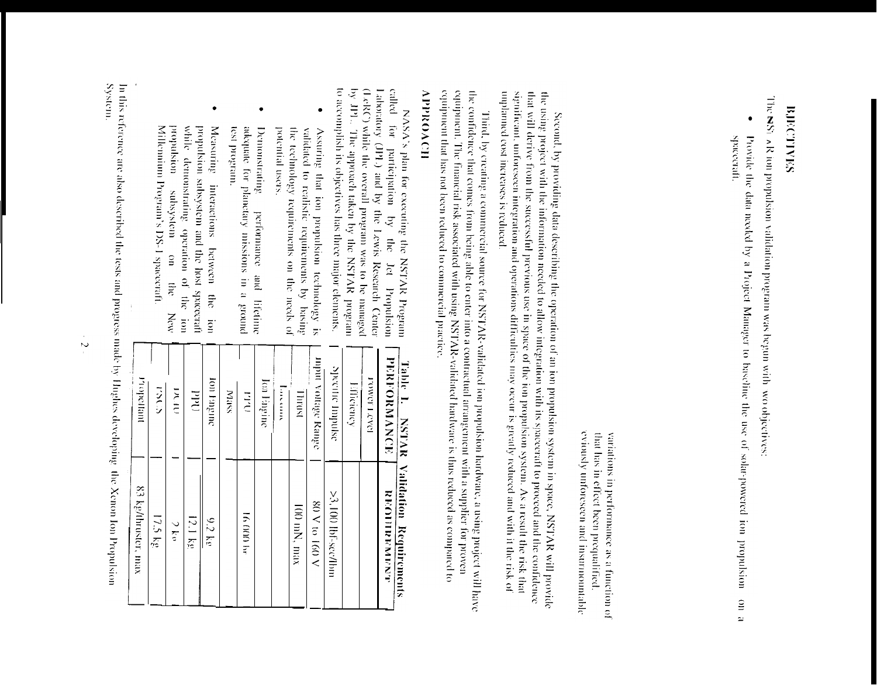variations in performance as a function of that has in effect been prequalified. eviously unforeseen and insurmountable

Second, by providing data describing the operation of an ion propulsion system in space, NSTAR will provide the using project with the information needed to allow integration with its spacecraft to proceed and the confidence that will derive from the successful previous use in space of the ion propulsion system. As a result the risk that significant, unforeseen integration and operations difficulties may occur is greatly reduced and with it the risk of unplanned cost increases is reduced.

Third, by creating a commercial source for NSTAR-validated ion propulsion hardware, a using project will have the confidence that comes from being able to enter into a contractual arrangement with a supplier for proven equipment. The financial risk associated with using NSTAR-validated hardware is thus reduced as compared to equipment that has not been reduced to commercial practice.

## OBJECTIVES

The NSTAR ion propulsion validation program was begun with two objectives:

- Provide the data needed by a Project Manager to baseline the use of solar-powered ion propulsion on a spacecraft.

## APPROACH

NASA's plan for executing the NSTAR Program called for participation by the Jet Propulsion Laboratory (JPL) and by the Lewis Research Center (LeRC) while the overall program was to be managed by JPL. The approach taken by the NSTAR program to accomplish its objectives has three major elements.

- Assuring that ion propulsion technology is validated to realistic requirements by basing the technology requirements on the needs of potential users.
- Demonstrating performance and lifetime adequate for planetary missions in a ground test program.
- Measuring interactions between the ion propulsion subsystem and the host spacecraft while demonstrating operation of the ion propulsion subsystem on the New Millennium Program's DS-1 spacecraft.

**Table 1. NSTAR Validation Requirements**

| PERFORMANCE | REQUIREMENT |
|---|---|
| Power Level | |
| Efficiency | |
| Specific Impulse | >3,100 lbf-sec/lbm |
| Input Voltage Range | 80 V to 160 V |
| Thrust | 100 mN, max |
| Lifetime | |
| Ion Engine | |
| PPU | 16,000 hr |
| Mass | |
| Ion Engine | 9.2 kg |
| PPU | 12.1 kg |
| DCIU | 2 kg |
| FSCS | 17.5 kg |
| Propellant | 83 kg/thruster, max |

In this reference are also described the tests and progress made by Hughes developing the Xenon Ion Propulsion System.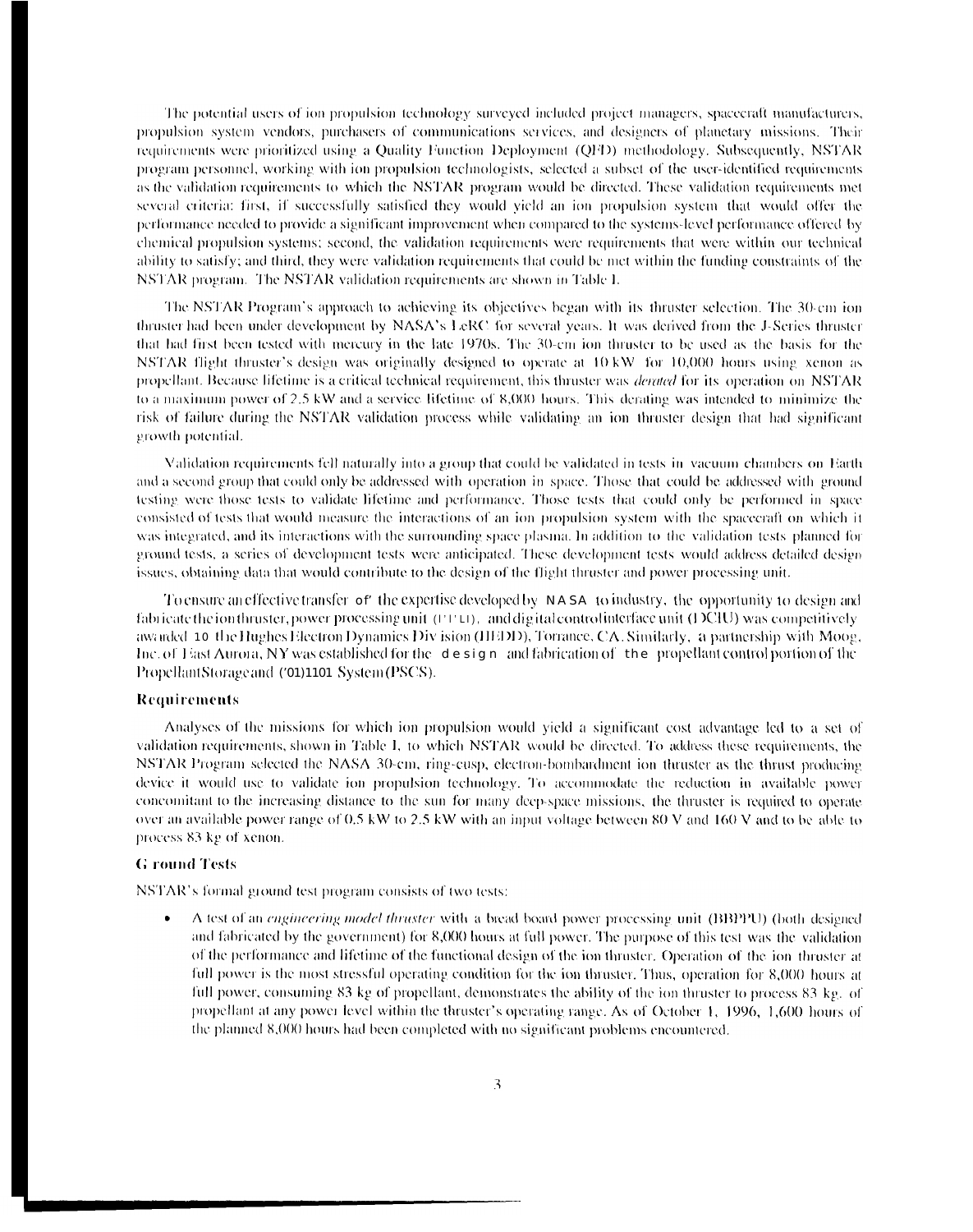The potential users of ion propulsion technology surveyed included project managers, spacecraft manufacturers, propulsion system vendors, purchasers of communications services, and designers of planetary missions. Their requirements were prioritized using a Quality Function Deployment (QFD) methodology. Subsequently, NSTAR program personnel, working with ion propulsion technologists, selected a subset of the user-identified requirements as the validation requirements to which the NSTAR program would be directed. These validation requirements met several criteria: first, if successfully satisfied they would yield an ion propulsion system that would offer the performance needed to provide a significant improvement when compared to the systems-level performance offered by chemical propulsion systems; second, the validation requirements were requirements that were within our technical ability to satisfy; and third, they were validation requirements that could be met within the funding constraints of the NSTAR program. The NSTAR validation requirements are shown in Table 1.

The NSTAR Program's approach to achieving its objectives began with its thruster selection. The 30-cm ion thruster had been under development by NASA's LeRC for several years. It was derived from the J-Series thruster that had first been tested with mercury in the late 1970s. The 30-cm ion thruster to be used as the basis for the NSTAR flight thruster's design was originally designed to operate at 10 kW for 10,000 hours using xenon as propellant. Because lifetime is a critical technical requirement, this thruster was *derated* for its operation on NSTAR to a maximum power of 2.5 kW and a service lifetime of 8,000 hours. This derating was intended to minimize the risk of failure during the NSTAR validation process while validating an ion thruster design that had significant growth potential.

Validation requirements fell naturally into a group that could be validated in tests in vacuum chambers on Earth and a second group that could only be addressed with operation in space. Those that could be addressed with ground testing were those tests to validate lifetime and performance. Those tests that could only be performed in space consisted of tests that would measure the interactions of an ion propulsion system with the spacecraft on which it was integrated, and its interactions with the surrounding space plasma. In addition to the validation tests planned for ground tests, a series of development tests were anticipated. These development tests would address detailed design issues, obtaining data that would contribute to the design of the flight thruster and power processing unit.

To ensure an effective transfer of the expertise developed by NASA to industry, the opportunity to design and fabricate the ion thruster, power processing unit (PPU), and digital control interface unit (DCIU) was competitively awarded to the Hughes Electron Dynamics Division (HEDD), Torrance, CA. Similarly, a partnership with Moog, Inc. of East Aurora, NY was established for the design and fabrication of the propellant control portion of the Propellant Storage and Control System (PSCS).

### Requirements

Analyses of the missions for which ion propulsion would yield a significant cost advantage led to a set of validation requirements, shown in Table 1, to which NSTAR would be directed. To address these requirements, the NSTAR Program selected the NASA 30-cm, ring-cusp, electron-bombardment ion thruster as the thrust producing device it would use to validate ion propulsion technology. To accommodate the reduction in available power concomitant to the increasing distance to the sun for many deep-space missions, the thruster is required to operate over an available power range of 0.5 kW to 2.5 kW with an input voltage between 80 V and 160 V and to be able to process 83 kg of xenon.

### Ground Tests

NSTAR's formal ground test program consists of two tests:

- A test of an *engineering model thruster* with a bread board power processing unit (BBPPU) (both designed and fabricated by the government) for 8,000 hours at full power. The purpose of this test was the validation of the performance and lifetime of the functional design of the ion thruster. Operation of the ion thruster at full power is the most stressful operating condition for the ion thruster. Thus, operation for 8,000 hours at full power, consuming 83 kg of propellant, demonstrates the ability of the ion thruster to process 83 kg. of propellant at any power level within the thruster's operating range. As of October 1, 1996, 1,600 hours of the planned 8,000 hours had been completed with no significant problems encountered.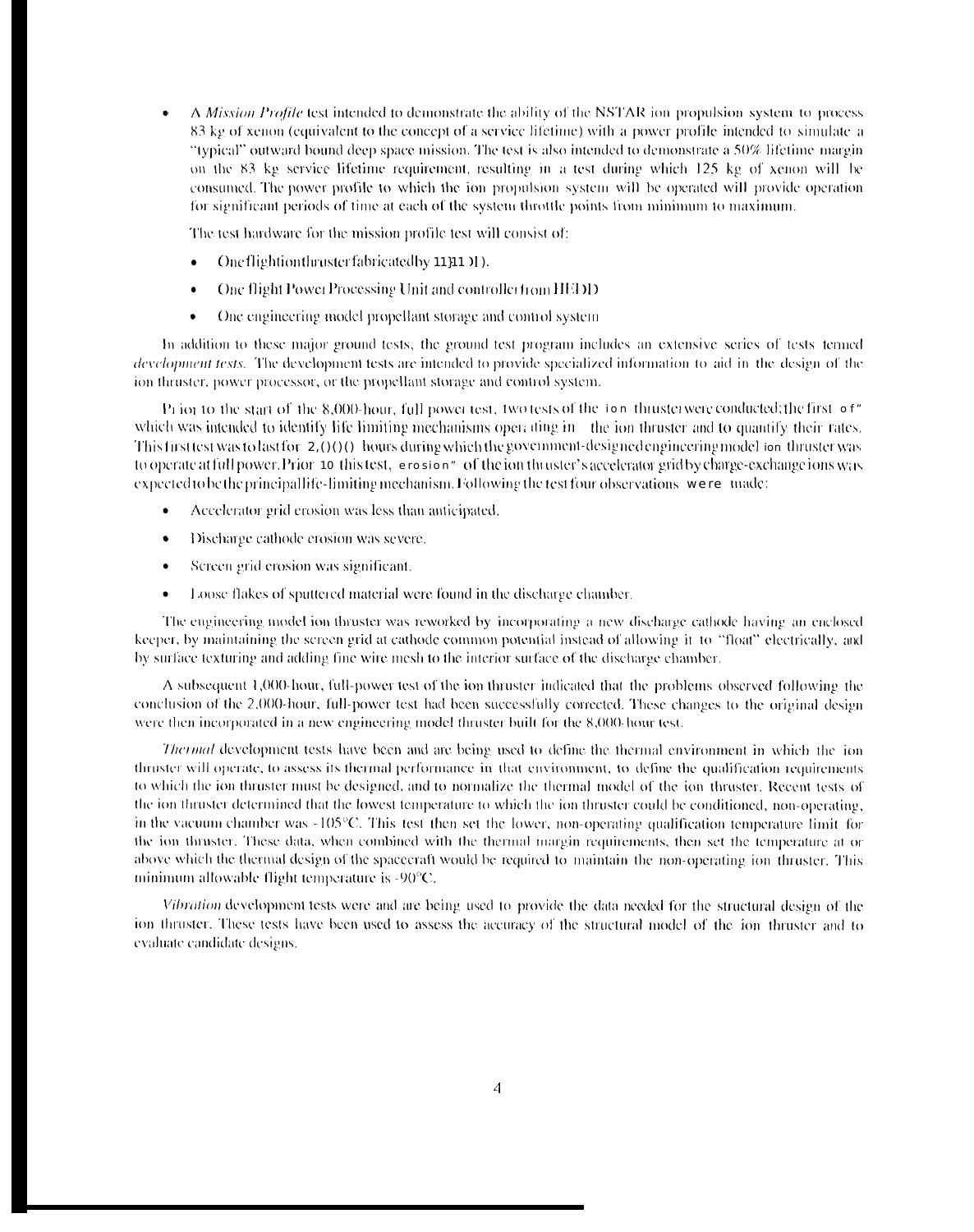- A *Mission Profile* test intended to demonstrate the ability of the NSTAR ion propulsion system to process 83 kg of xenon (equivalent to the concept of a service lifetime) with a power profile intended to simulate a "typical" outward bound deep space mission. The test is also intended to demonstrate a 50% lifetime margin on the 83 kg service lifetime requirement, resulting in a test during which 125 kg of xenon will be consumed. The power profile to which the ion propulsion system will be operated will provide operation for significant periods of time at each of the system throttle points from minimum to maximum.

  The test hardware for the mission profile test will consist of:

  - One flight ion thruster fabricated by HEDD.
  - One flight Power Processing Unit and controller from HEDD
  - One engineering model propellant storage and control system

In addition to these major ground tests, the ground test program includes an extensive series of tests termed *development tests*. The development tests are intended to provide specialized information to aid in the design of the ion thruster, power processor, or the propellant storage and control system.

Prior to the start of the 8,000-hour, full power test, two tests of the ion thruster were conducted; the first of which was intended to identify life limiting mechanisms operating in the ion thruster and to quantify their rates. This first test was to last for 2,000 hours during which the government-designed engineering model ion thruster was to operate at full power. Prior to this test, erosion of the ion thruster's accelerator grid by charge-exchange ions was expected to be the principal life-limiting mechanism. Following the test four observations were made:

- Accelerator grid erosion was less than anticipated.
- Discharge cathode erosion was severe.
- Screen grid erosion was significant.
- Loose flakes of sputtered material were found in the discharge chamber.

The engineering model ion thruster was reworked by incorporating a new discharge cathode having an enclosed keeper, by maintaining the screen grid at cathode common potential instead of allowing it to "float" electrically, and by surface texturing and adding fine wire mesh to the interior surface of the discharge chamber.

A subsequent 1,000-hour, full-power test of the ion thruster indicated that the problems observed following the conclusion of the 2,000-hour, full-power test had been successfully corrected. These changes to the original design were then incorporated in a new engineering model thruster built for the 8,000-hour test.

*Thermal* development tests have been and are being used to define the thermal environment in which the ion thruster will operate, to assess its thermal performance in that environment, to define the qualification requirements to which the ion thruster must be designed, and to normalize the thermal model of the ion thruster. Recent tests of the ion thruster determined that the lowest temperature to which the ion thruster could be conditioned, non-operating, in the vacuum chamber was -105°C. This test then set the lower, non-operating qualification temperature limit for the ion thruster. These data, when combined with the thermal margin requirements, then set the temperature at or above which the thermal design of the spacecraft would be required to maintain the non-operating ion thruster. This minimum allowable flight temperature is -90°C.

*Vibration* development tests were and are being used to provide the data needed for the structural design of the ion thruster. These tests have been used to assess the accuracy of the structural model of the ion thruster and to evaluate candidate designs.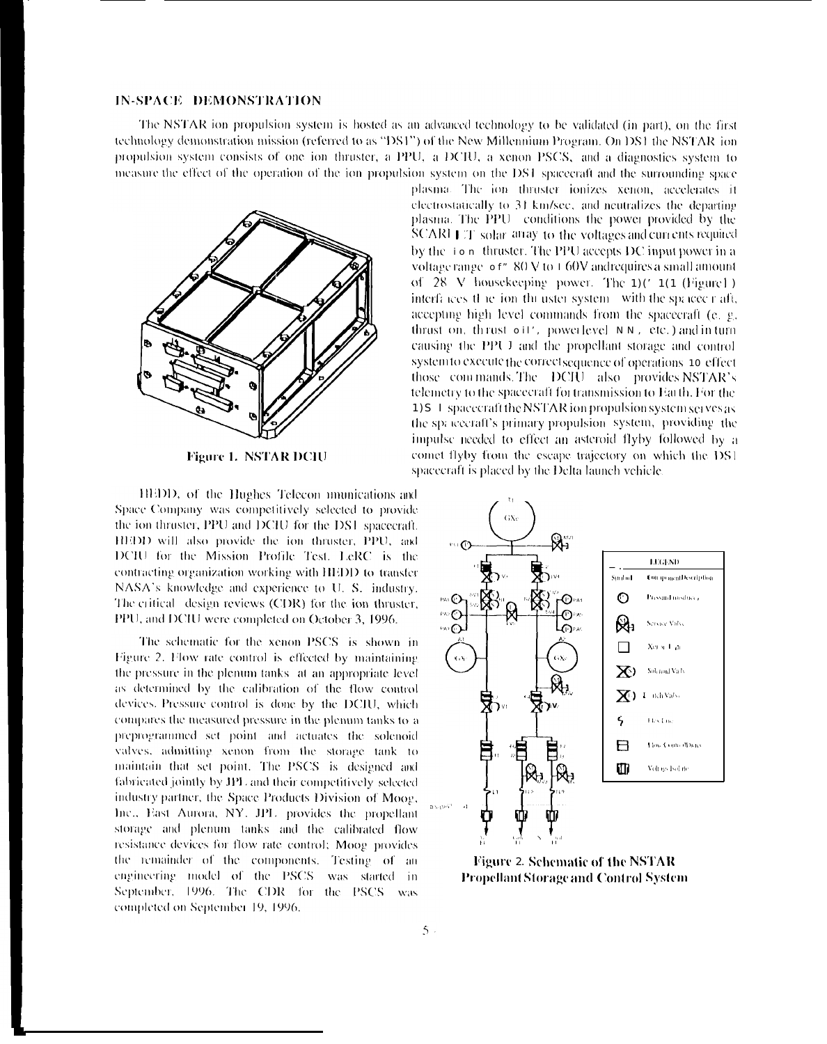## IN-SPACE DEMONSTRATION

The NSTAR ion propulsion system is hosted as an advanced technology to be validated (in part), on the first technology demonstration mission (referred to as "DS1") of the New Millennium Program. On DS1 the NSTAR ion propulsion system consists of one ion thruster, a PPU, a DCIU, a xenon PSCS, and a diagnostics system to measure the effect of the operation of the ion propulsion system on the DS1 spacecraft and the surrounding space plasma. The ion thruster ionizes xenon, accelerates it electrostatically to 31 km/sec, and neutralizes the departing plasma. The PPU conditions the power provided by the SCARLET solar array to the voltages and currents required by the ion thruster. The PPU accepts DC input power in a voltage range of 80 V to 160V and requires a small amount of 28 V housekeeping power. The DCIU (Figure 1) interfaces the ion thruster system with the spacecraft, accepting high level commands from the spacecraft (e. g. thrust on, thrust off, power level NN, etc.) and in turn causing the PPU and the propellant storage and control system to execute the correct sequence of operations to effect those commands. The DCIU also provides NSTAR's telemetry to the spacecraft for transmission to Earth. For the DS1 spacecraft the NSTAR ion propulsion system serves as the spacecraft's primary propulsion system, providing the impulse needed to effect an asteroid flyby followed by a comet flyby from the escape trajectory on which the DS1 spacecraft is placed by the Delta launch vehicle.

**Figure 1. NSTAR DCIU**

HEDD, of the Hughes Telecommunications and Space Company was competitively selected to provide the ion thruster, PPU and DCIU for the DS1 spacecraft. HEDD will also provide the ion thruster, PPU, and DCIU for the Mission Profile Test. LeRC is the contracting organization working with HEDD to transfer NASA's knowledge and experience to U. S. industry. The critical design reviews (CDR) for the ion thruster, PPU, and DCIU were completed on October 3, 1996.

The schematic for the xenon PSCS is shown in Figure 2. Flow rate control is effected by maintaining the pressure in the plenum tanks at an appropriate level as determined by the calibration of the flow control devices. Pressure control is done by the DCIU, which compares the measured pressure in the plenum tanks to a preprogrammed set point and actuates the solenoid valves, admitting xenon from the storage tank to maintain that set point. The PSCS is designed and fabricated jointly by JPL and their competitively selected industry partner, the Space Products Division of Moog, Inc., East Aurora, NY. JPL provides the propellant storage and plenum tanks and the calibrated flow resistance devices for flow rate control; Moog provides the remainder of the components. Testing of an engineering model of the PSCS was started in September, 1996. The CDR for the PSCS was completed on September 19, 1996.

**Figure 2. Schematic of the NSTAR Propellant Storage and Control System**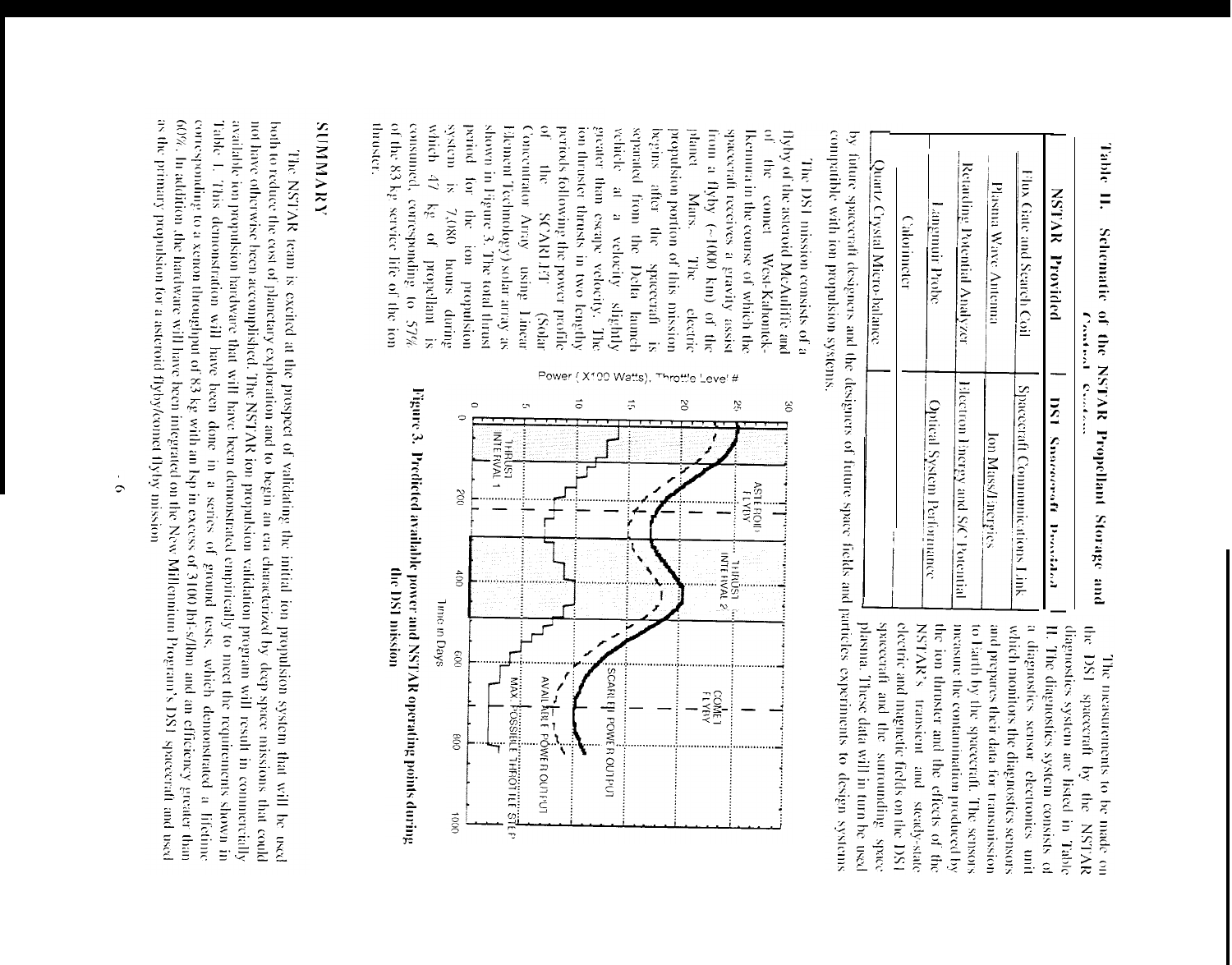## Table II. Schematic of the NSTAR Propellant Storage and Control System

| NSTAR Provided | DS1 Spacecraft Provided |
|---|---|
| Flux Gate and Search Coil | Spacecraft Communications Link |
| Plasma Wave Antenna | Ion Mass/Energies |
| Retarding Potential Analyzer | Electron Energy and S/C Potential |
| Langmuir Probe | Optical System Performance |
| Calorimeter | |
| Quartz Crystal Micro-balance | |

The measurements to be made on the DS1 spacecraft by the NSTAR diagnostics system are listed in Table II. The diagnostics system consists of a diagnostics sensor electronics unit which monitors the diagnostics sensors and prepares their data for transmission to Earth by the spacecraft. The sensors measure the contamination produced by the ion thruster and the effects of the NSTAR's transient and steady-state electric and magnetic fields on the DS1 spacecraft and the surrounding space plasma. These data will in turn be used by future spacecraft designers and the designers of future space fields and particles experiments to design systems compatible with ion propulsion systems.

The DS1 mission consists of a flyby of the asteroid McAuliffe and of the comet West-Kahoutek-Ikemura in the course of which the spacecraft receives a gravity assist from a flyby (~1000 km) of the planet Mars. The electric propulsion portion of this mission begins after the spacecraft is separated from the Delta launch vehicle at a velocity slightly greater than escape velocity. The ion thruster thrusts in two lengthy periods following the power profile of the SCARLET (Solar Concentrator Array using Linear Element Technology) solar array as shown in Figure 3. The total thrust period for the ion propulsion system is 7,080 hours during which 47 kg of propellant is consumed, corresponding to 57% of the 83 kg service life of the ion thruster.

Figure 3. Predicted available power and NSTAR operating points during the DS1 mission

## SUMMARY

The NSTAR team is excited at the prospect of validating the initial ion propulsion system that will be used both to reduce the cost of planetary exploration and to begin an era characterized by deep space missions that could not have otherwise been accomplished. The NSTAR ion propulsion validation program will result in commercially available ion propulsion hardware that will have been demonstrated empirically to meet the requirements shown in Table 1. This demonstration will have been done in a series of ground tests, which demonstrated a lifetime corresponding to a xenon throughput of 83 kg with an Isp in excess of 3100 lbf-s/lbm and an efficiency greater than 60%. In addition, the hardware will have been integrated on the New Millennium Program's DS1 spacecraft and used as the primary propulsion for a asteroid flyby/comet flyby mission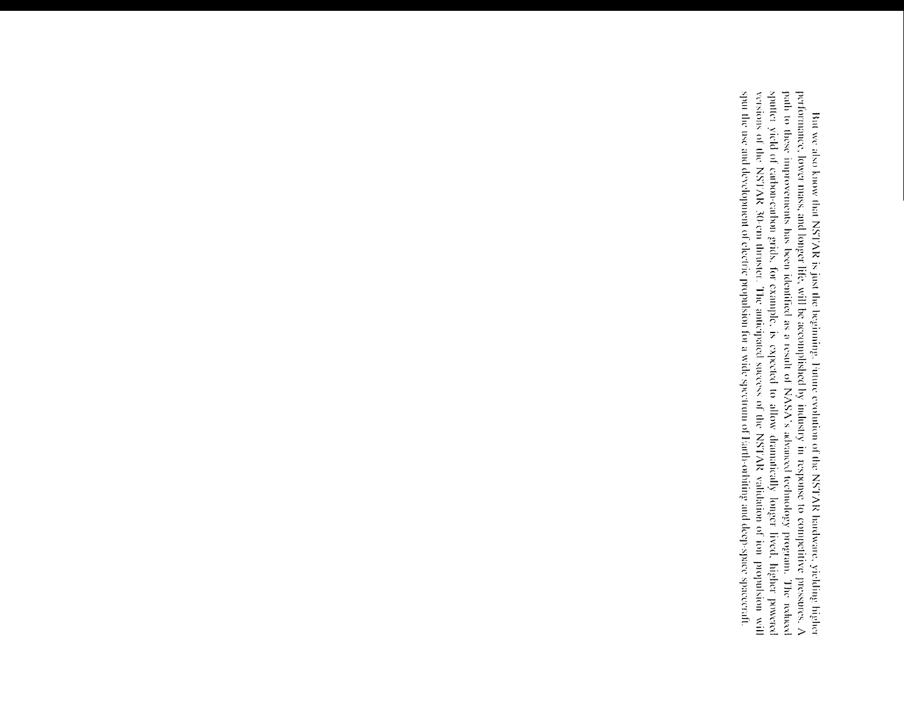But we also know that NSTAR is just the beginning. Future evolution of the NSTAR hardware, yielding higher performance, lower mass, and longer life, will be accomplished by industry in response to competitive pressures. A path to these improvements has been identified as a result of NASA's advanced technology program. The reduced sputter yield of carbon-carbon grids, for example, is expected to allow dramatically longer lived, higher powered versions of the NSTAR 30-cm thruster. The anticipated success of the NSTAR validation of ion propulsion will spur the use and development of electric propulsion for a wide spectrum of Earth-orbiting and deep-space spacecraft.